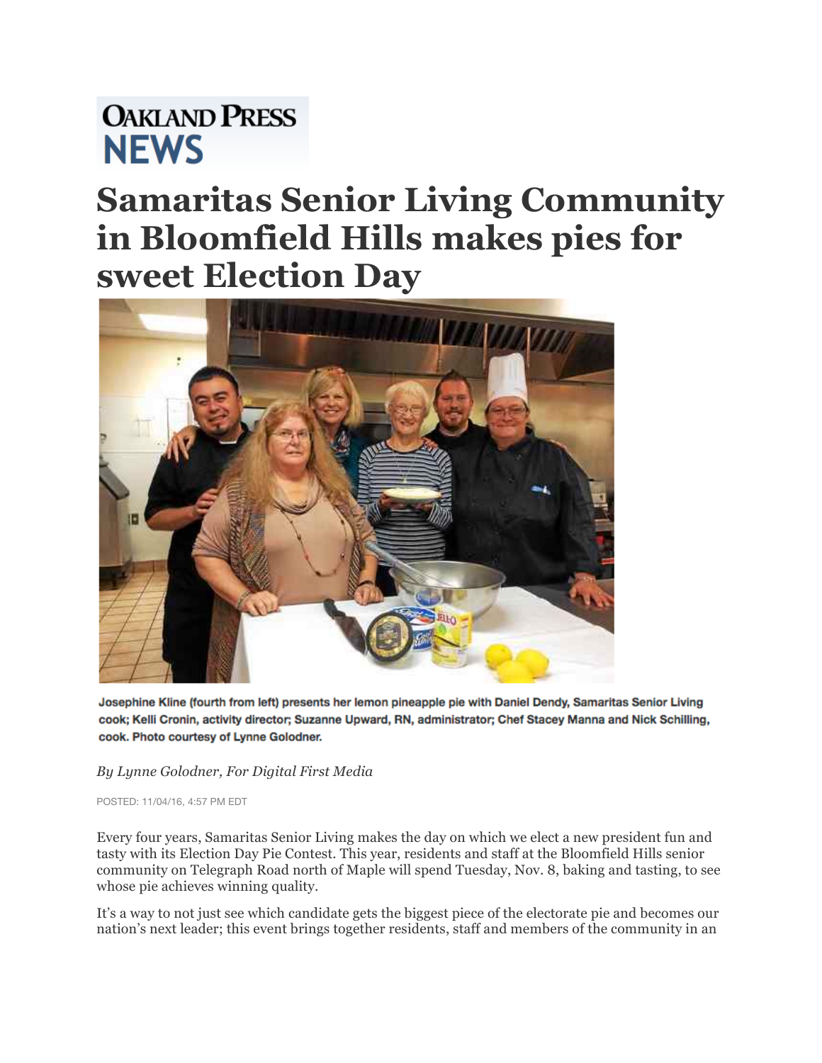# OAKLAND PRESS NEWS

# Samaritas Senior Living Community in Bloomfield Hills makes pies for sweet Election Day

**Josephine Kline (fourth from left) presents her lemon pineapple pie with Daniel Dendy, Samaritas Senior Living cook; Kelli Cronin, activity director; Suzanne Upward, RN, administrator; Chef Stacey Manna and Nick Schilling, cook. Photo courtesy of Lynne Golodner.**

*By Lynne Golodner, For Digital First Media*

POSTED: 11/04/16, 4:57 PM EDT

Every four years, Samaritas Senior Living makes the day on which we elect a new president fun and tasty with its Election Day Pie Contest. This year, residents and staff at the Bloomfield Hills senior community on Telegraph Road north of Maple will spend Tuesday, Nov. 8, baking and tasting, to see whose pie achieves winning quality.

It's a way to not just see which candidate gets the biggest piece of the electorate pie and becomes our nation's next leader; this event brings together residents, staff and members of the community in an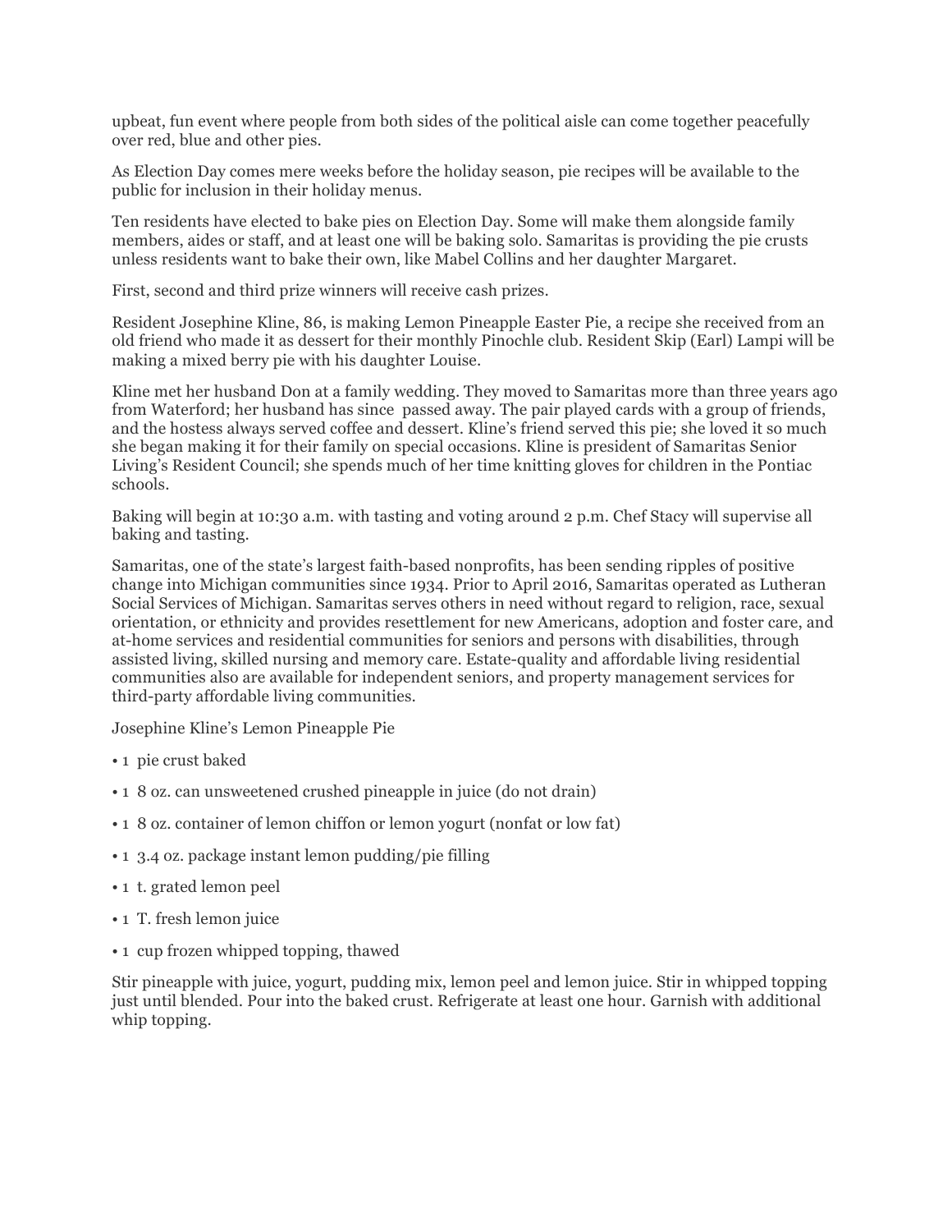upbeat, fun event where people from both sides of the political aisle can come together peacefully over red, blue and other pies.

As Election Day comes mere weeks before the holiday season, pie recipes will be available to the public for inclusion in their holiday menus.

Ten residents have elected to bake pies on Election Day. Some will make them alongside family members, aides or staff, and at least one will be baking solo. Samaritas is providing the pie crusts unless residents want to bake their own, like Mabel Collins and her daughter Margaret.

First, second and third prize winners will receive cash prizes.

Resident Josephine Kline, 86, is making Lemon Pineapple Easter Pie, a recipe she received from an old friend who made it as dessert for their monthly Pinochle club. Resident Skip (Earl) Lampi will be making a mixed berry pie with his daughter Louise.

Kline met her husband Don at a family wedding. They moved to Samaritas more than three years ago from Waterford; her husband has since passed away. The pair played cards with a group of friends, and the hostess always served coffee and dessert. Kline's friend served this pie; she loved it so much she began making it for their family on special occasions. Kline is president of Samaritas Senior Living's Resident Council; she spends much of her time knitting gloves for children in the Pontiac schools.

Baking will begin at 10:30 a.m. with tasting and voting around 2 p.m. Chef Stacy will supervise all baking and tasting.

Samaritas, one of the state's largest faith-based nonprofits, has been sending ripples of positive change into Michigan communities since 1934. Prior to April 2016, Samaritas operated as Lutheran Social Services of Michigan. Samaritas serves others in need without regard to religion, race, sexual orientation, or ethnicity and provides resettlement for new Americans, adoption and foster care, and at-home services and residential communities for seniors and persons with disabilities, through assisted living, skilled nursing and memory care. Estate-quality and affordable living residential communities also are available for independent seniors, and property management services for third-party affordable living communities.

Josephine Kline's Lemon Pineapple Pie

- 1 pie crust baked
- 1 8 oz. can unsweetened crushed pineapple in juice (do not drain)
- 1 8 oz. container of lemon chiffon or lemon yogurt (nonfat or low fat)
- 1 3.4 oz. package instant lemon pudding/pie filling
- 1 t. grated lemon peel
- 1 T. fresh lemon juice
- 1 cup frozen whipped topping, thawed

Stir pineapple with juice, yogurt, pudding mix, lemon peel and lemon juice. Stir in whipped topping just until blended. Pour into the baked crust. Refrigerate at least one hour. Garnish with additional whip topping.